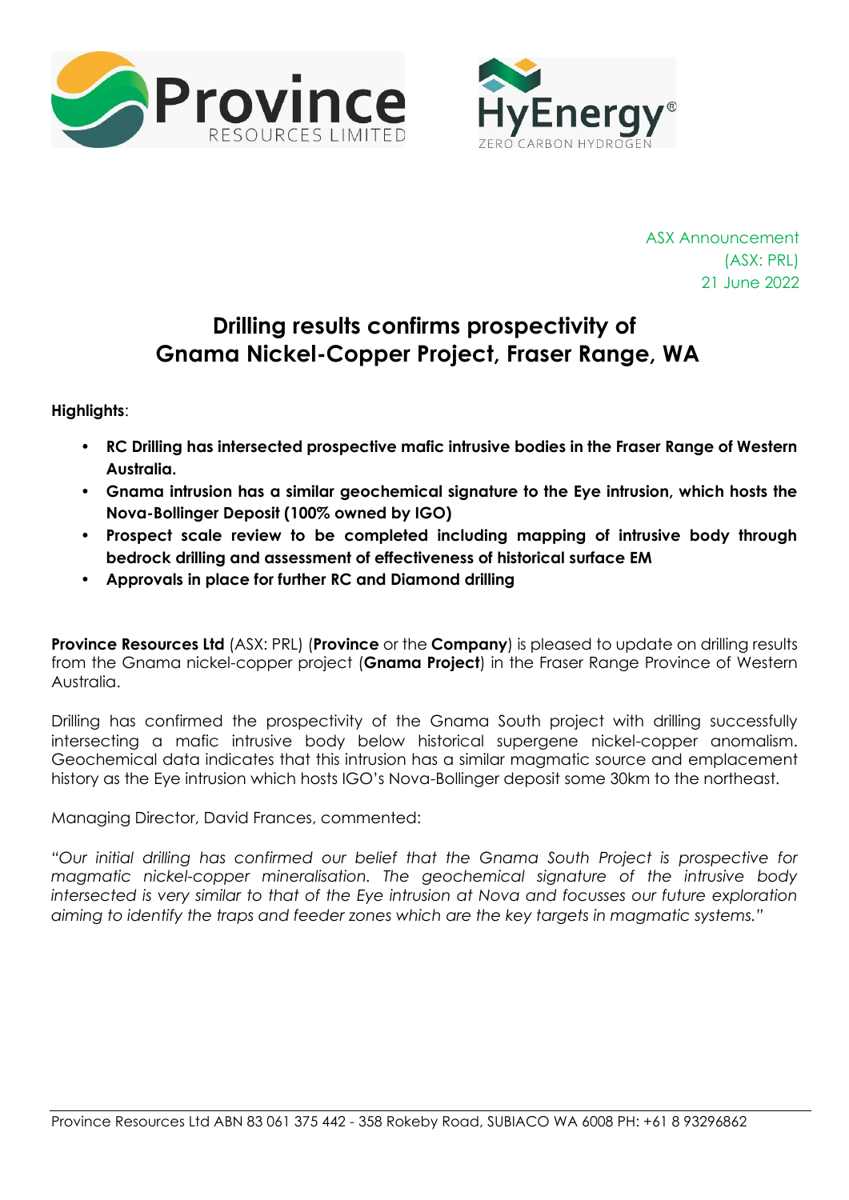ASX Announcement
(ASX: PRL)
21 June 2022

# Drilling results confirms prospectivity of Gnama Nickel-Copper Project, Fraser Range, WA

**Highlights**:

- **RC Drilling has intersected prospective mafic intrusive bodies in the Fraser Range of Western Australia.**
- **Gnama intrusion has a similar geochemical signature to the Eye intrusion, which hosts the Nova-Bollinger Deposit (100% owned by IGO)**
- **Prospect scale review to be completed including mapping of intrusive body through bedrock drilling and assessment of effectiveness of historical surface EM**
- **Approvals in place for further RC and Diamond drilling**

**Province Resources Ltd** (ASX: PRL) (**Province** or the **Company**) is pleased to update on drilling results from the Gnama nickel-copper project (**Gnama Project**) in the Fraser Range Province of Western Australia.

Drilling has confirmed the prospectivity of the Gnama South project with drilling successfully intersecting a mafic intrusive body below historical supergene nickel-copper anomalism. Geochemical data indicates that this intrusion has a similar magmatic source and emplacement history as the Eye intrusion which hosts IGO's Nova-Bollinger deposit some 30km to the northeast.

Managing Director, David Frances, commented:

*"Our initial drilling has confirmed our belief that the Gnama South Project is prospective for magmatic nickel-copper mineralisation. The geochemical signature of the intrusive body intersected is very similar to that of the Eye intrusion at Nova and focusses our future exploration aiming to identify the traps and feeder zones which are the key targets in magmatic systems."*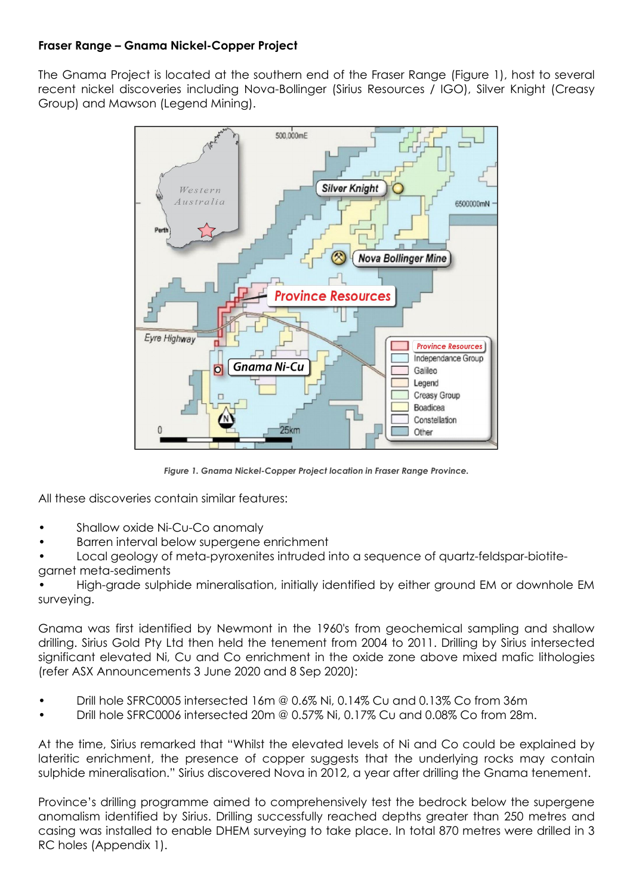**Fraser Range – Gnama Nickel-Copper Project**

The Gnama Project is located at the southern end of the Fraser Range (Figure 1), host to several recent nickel discoveries including Nova-Bollinger (Sirius Resources / IGO), Silver Knight (Creasy Group) and Mawson (Legend Mining).

*Figure 1. Gnama Nickel-Copper Project location in Fraser Range Province.*

All these discoveries contain similar features:

- Shallow oxide Ni-Cu-Co anomaly
- Barren interval below supergene enrichment
- Local geology of meta-pyroxenites intruded into a sequence of quartz-feldspar-biotite-garnet meta-sediments
- High-grade sulphide mineralisation, initially identified by either ground EM or downhole EM surveying.

Gnama was first identified by Newmont in the 1960's from geochemical sampling and shallow drilling. Sirius Gold Pty Ltd then held the tenement from 2004 to 2011. Drilling by Sirius intersected significant elevated Ni, Cu and Co enrichment in the oxide zone above mixed mafic lithologies (refer ASX Announcements 3 June 2020 and 8 Sep 2020):

- Drill hole SFRC0005 intersected 16m @ 0.6% Ni, 0.14% Cu and 0.13% Co from 36m
- Drill hole SFRC0006 intersected 20m @ 0.57% Ni, 0.17% Cu and 0.08% Co from 28m.

At the time, Sirius remarked that "Whilst the elevated levels of Ni and Co could be explained by lateritic enrichment, the presence of copper suggests that the underlying rocks may contain sulphide mineralisation." Sirius discovered Nova in 2012, a year after drilling the Gnama tenement.

Province's drilling programme aimed to comprehensively test the bedrock below the supergene anomalism identified by Sirius. Drilling successfully reached depths greater than 250 metres and casing was installed to enable DHEM surveying to take place. In total 870 metres were drilled in 3 RC holes (Appendix 1).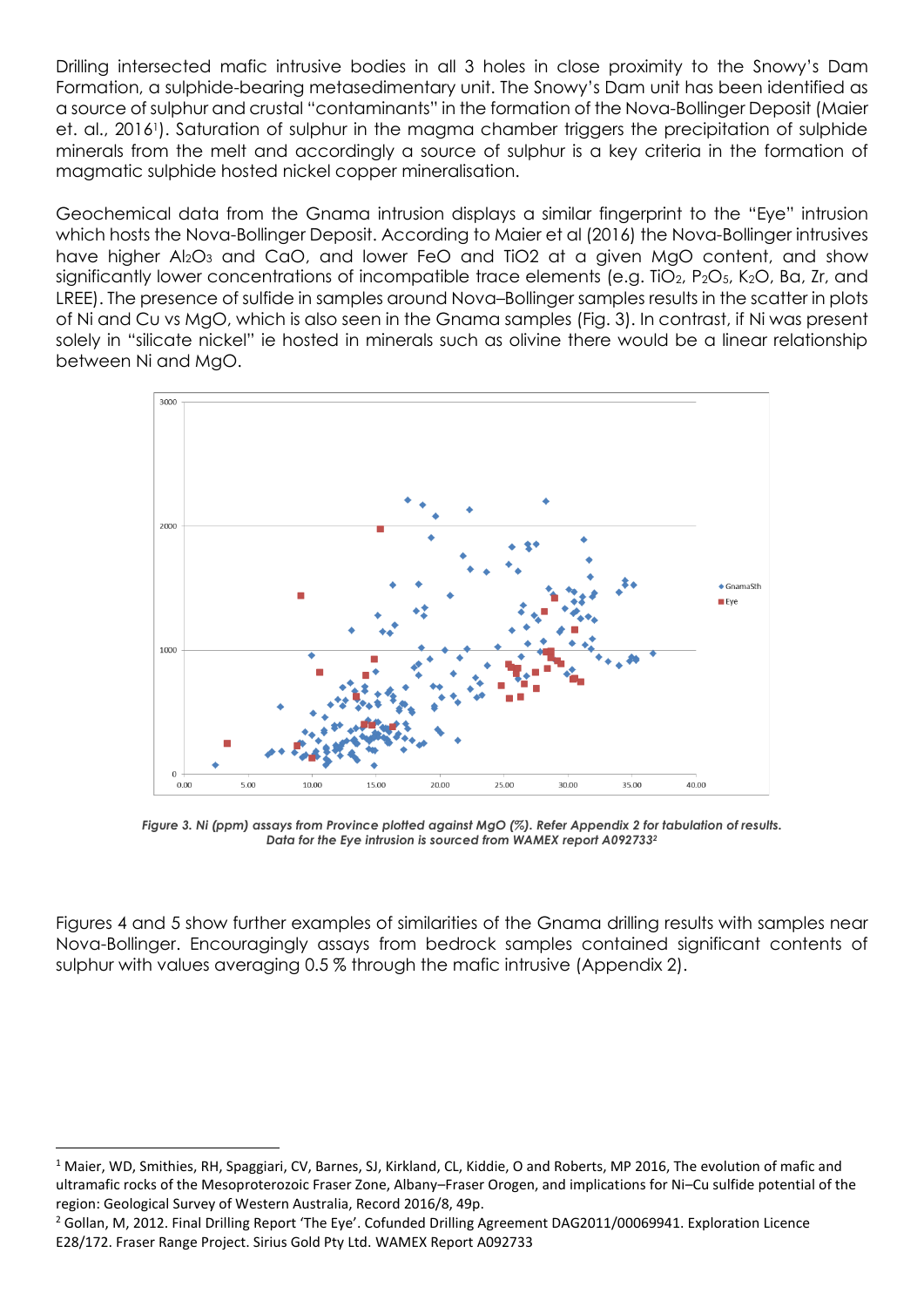Drilling intersected mafic intrusive bodies in all 3 holes in close proximity to the Snowy's Dam Formation, a sulphide-bearing metasedimentary unit. The Snowy's Dam unit has been identified as a source of sulphur and crustal "contaminants" in the formation of the Nova-Bollinger Deposit (Maier et. al., 2016[1]). Saturation of sulphur in the magma chamber triggers the precipitation of sulphide minerals from the melt and accordingly a source of sulphur is a key criteria in the formation of magmatic sulphide hosted nickel copper mineralisation.

Geochemical data from the Gnama intrusion displays a similar fingerprint to the "Eye" intrusion which hosts the Nova-Bollinger Deposit. According to Maier et al (2016) the Nova-Bollinger intrusives have higher $Al_2O_3$ and CaO, and lower FeO and TiO2 at a given MgO content, and show significantly lower concentrations of incompatible trace elements (e.g. $TiO_2$, $P_2O_5$, $K_2O$, Ba, Zr, and LREE). The presence of sulfide in samples around Nova–Bollinger samples results in the scatter in plots of Ni and Cu vs MgO, which is also seen in the Gnama samples (Fig. 3). In contrast, if Ni was present solely in "silicate nickel" ie hosted in minerals such as olivine there would be a linear relationship between Ni and MgO.

*Figure 3. Ni (ppm) assays from Province plotted against MgO (%). Refer Appendix 2 for tabulation of results. Data for the Eye intrusion is sourced from WAMEX report A092733[2]*

Figures 4 and 5 show further examples of similarities of the Gnama drilling results with samples near Nova-Bollinger. Encouragingly assays from bedrock samples contained significant contents of sulphur with values averaging 0.5 % through the mafic intrusive (Appendix 2).

---

[1] Maier, WD, Smithies, RH, Spaggiari, CV, Barnes, SJ, Kirkland, CL, Kiddie, O and Roberts, MP 2016, The evolution of mafic and ultramafic rocks of the Mesoproterozoic Fraser Zone, Albany–Fraser Orogen, and implications for Ni–Cu sulfide potential of the region: Geological Survey of Western Australia, Record 2016/8, 49p.

[2] Gollan, M, 2012. Final Drilling Report 'The Eye'. Cofunded Drilling Agreement DAG2011/00069941. Exploration Licence E28/172. Fraser Range Project. Sirius Gold Pty Ltd. WAMEX Report A092733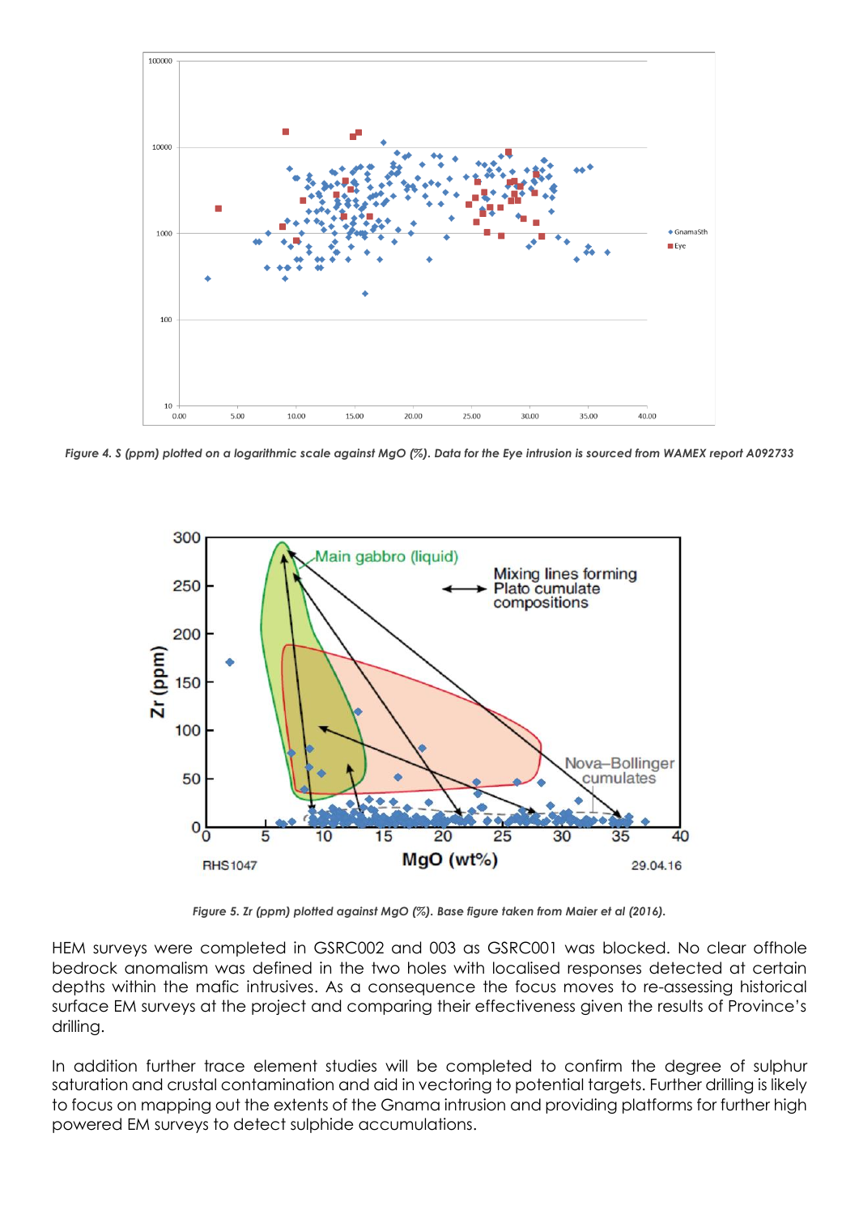100000

10000

1000

100

10

0.00 5.00 10.00 15.00 20.00 25.00 30.00 35.00 40.00

GnamaSth

Eye

*Figure 4. S (ppm) plotted on a logarithmic scale against MgO (%). Data for the Eye intrusion is sourced from WAMEX report A092733*

Zr (ppm)

300

250

200

150

100

50

0

0 5 10 15 20 25 30 35 40

MgO (wt%)

Main gabbro (liquid)

Mixing lines forming Plato cumulate compositions

Nova–Bollinger cumulates

RHS1047

29.04.16

*Figure 5. Zr (ppm) plotted against MgO (%). Base figure taken from Maier et al (2016).*

HEM surveys were completed in GSRC002 and 003 as GSRC001 was blocked. No clear offhole bedrock anomalism was defined in the two holes with localised responses detected at certain depths within the mafic intrusives. As a consequence the focus moves to re-assessing historical surface EM surveys at the project and comparing their effectiveness given the results of Province's drilling.

In addition further trace element studies will be completed to confirm the degree of sulphur saturation and crustal contamination and aid in vectoring to potential targets. Further drilling is likely to focus on mapping out the extents of the Gnama intrusion and providing platforms for further high powered EM surveys to detect sulphide accumulations.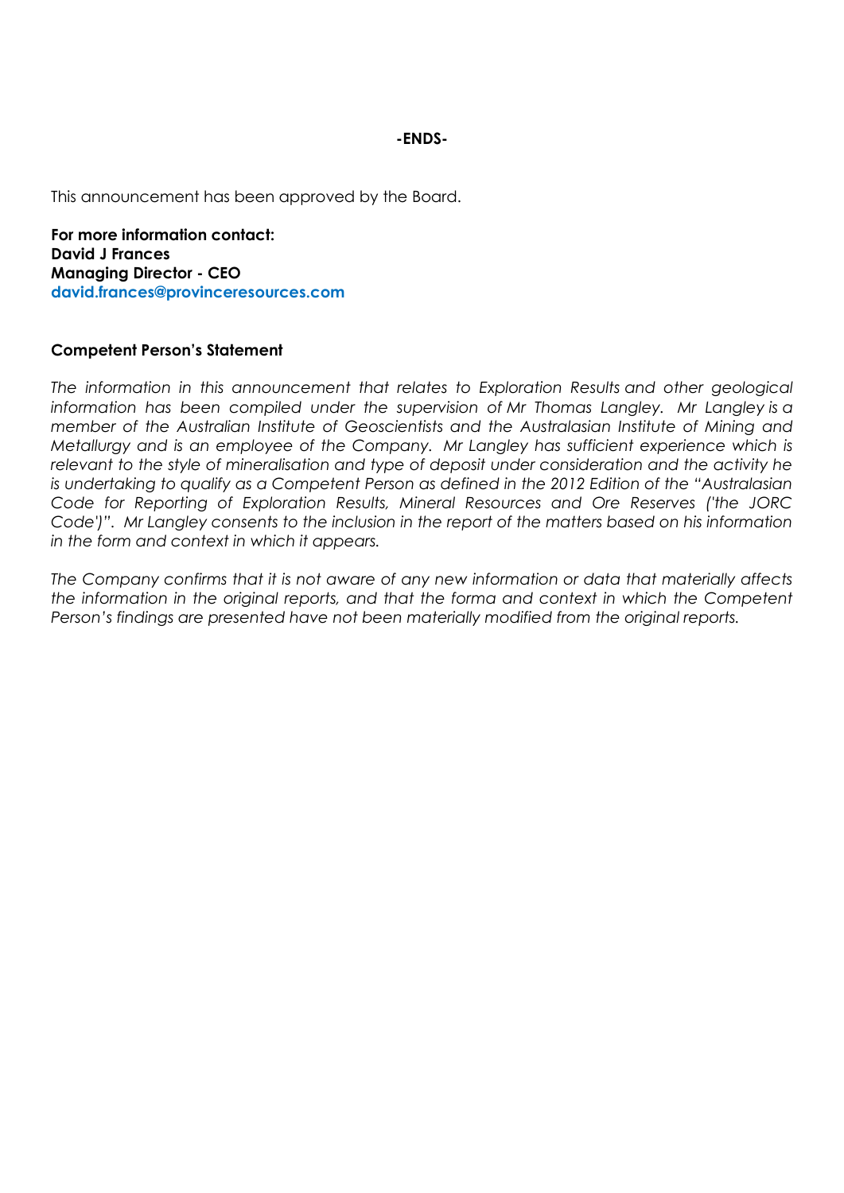**-ENDS-**

This announcement has been approved by the Board.

**For more information contact:**
**David J Frances**
**Managing Director - CEO**
**david.frances@provinceresources.com**

**Competent Person's Statement**

*The information in this announcement that relates to Exploration Results and other geological information has been compiled under the supervision of Mr Thomas Langley. Mr Langley is a member of the Australian Institute of Geoscientists and the Australasian Institute of Mining and Metallurgy and is an employee of the Company. Mr Langley has sufficient experience which is relevant to the style of mineralisation and type of deposit under consideration and the activity he is undertaking to qualify as a Competent Person as defined in the 2012 Edition of the "Australasian Code for Reporting of Exploration Results, Mineral Resources and Ore Reserves ('the JORC Code')". Mr Langley consents to the inclusion in the report of the matters based on his information in the form and context in which it appears.*

*The Company confirms that it is not aware of any new information or data that materially affects the information in the original reports, and that the forma and context in which the Competent Person's findings are presented have not been materially modified from the original reports.*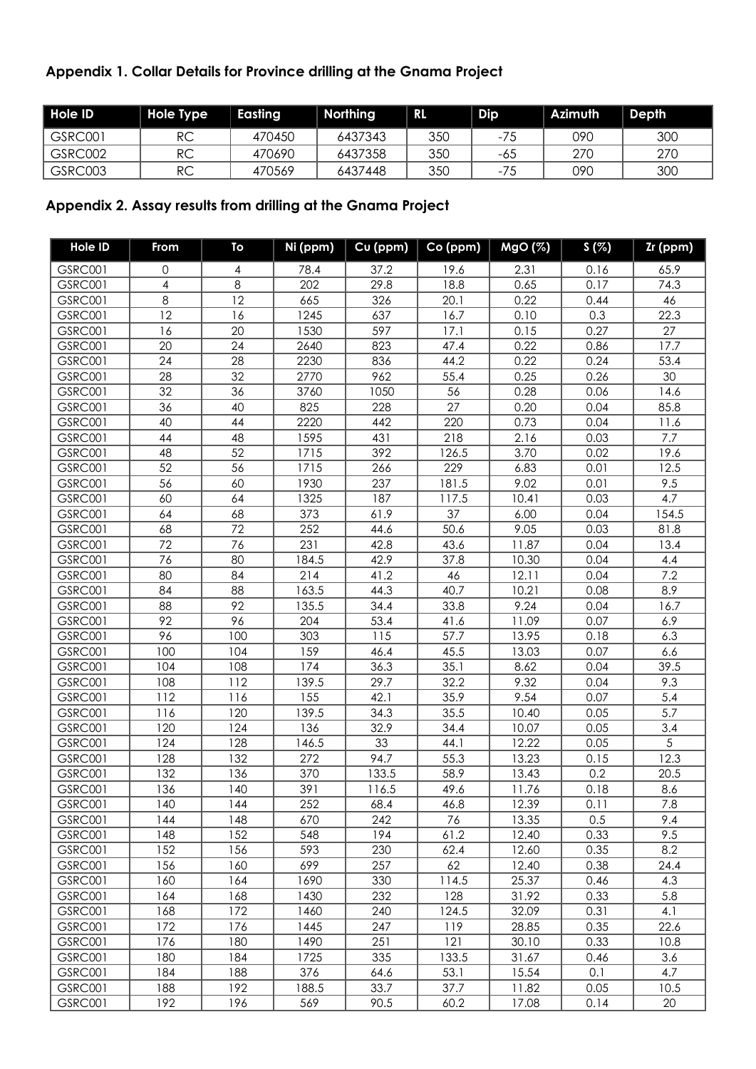## Appendix 1. Collar Details for Province drilling at the Gnama Project

| Hole ID | Hole Type | Easting | Northing | RL | Dip | Azimuth | Depth |
|---|---|---|---|---|---|---|---|
| GSRC001 | RC | 470450 | 6437343 | 350 | -75 | 090 | 300 |
| GSRC002 | RC | 470690 | 6437358 | 350 | -65 | 270 | 270 |
| GSRC003 | RC | 470569 | 6437448 | 350 | -75 | 090 | 300 |

## Appendix 2. Assay results from drilling at the Gnama Project

| Hole ID | From | To | Ni (ppm) | Cu (ppm) | Co (ppm) | MgO (%) | S (%) | Zr (ppm) |
|---|---|---|---|---|---|---|---|---|
| GSRC001 | 0 | 4 | 78.4 | 37.2 | 19.6 | 2.31 | 0.16 | 65.9 |
| GSRC001 | 4 | 8 | 202 | 29.8 | 18.8 | 0.65 | 0.17 | 74.3 |
| GSRC001 | 8 | 12 | 665 | 326 | 20.1 | 0.22 | 0.44 | 46 |
| GSRC001 | 12 | 16 | 1245 | 637 | 16.7 | 0.10 | 0.3 | 22.3 |
| GSRC001 | 16 | 20 | 1530 | 597 | 17.1 | 0.15 | 0.27 | 27 |
| GSRC001 | 20 | 24 | 2640 | 823 | 47.4 | 0.22 | 0.86 | 17.7 |
| GSRC001 | 24 | 28 | 2230 | 836 | 44.2 | 0.22 | 0.24 | 53.4 |
| GSRC001 | 28 | 32 | 2770 | 962 | 55.4 | 0.25 | 0.26 | 30 |
| GSRC001 | 32 | 36 | 3760 | 1050 | 56 | 0.28 | 0.06 | 14.6 |
| GSRC001 | 36 | 40 | 825 | 228 | 27 | 0.20 | 0.04 | 85.8 |
| GSRC001 | 40 | 44 | 2220 | 442 | 220 | 0.73 | 0.04 | 11.6 |
| GSRC001 | 44 | 48 | 1595 | 431 | 218 | 2.16 | 0.03 | 7.7 |
| GSRC001 | 48 | 52 | 1715 | 392 | 126.5 | 3.70 | 0.02 | 19.6 |
| GSRC001 | 52 | 56 | 1715 | 266 | 229 | 6.83 | 0.01 | 12.5 |
| GSRC001 | 56 | 60 | 1930 | 237 | 181.5 | 9.02 | 0.01 | 9.5 |
| GSRC001 | 60 | 64 | 1325 | 187 | 117.5 | 10.41 | 0.03 | 4.7 |
| GSRC001 | 64 | 68 | 373 | 61.9 | 37 | 6.00 | 0.04 | 154.5 |
| GSRC001 | 68 | 72 | 252 | 44.6 | 50.6 | 9.05 | 0.03 | 81.8 |
| GSRC001 | 72 | 76 | 231 | 42.8 | 43.6 | 11.87 | 0.04 | 13.4 |
| GSRC001 | 76 | 80 | 184.5 | 42.9 | 37.8 | 10.30 | 0.04 | 4.4 |
| GSRC001 | 80 | 84 | 214 | 41.2 | 46 | 12.11 | 0.04 | 7.2 |
| GSRC001 | 84 | 88 | 163.5 | 44.3 | 40.7 | 10.21 | 0.08 | 8.9 |
| GSRC001 | 88 | 92 | 135.5 | 34.4 | 33.8 | 9.24 | 0.04 | 16.7 |
| GSRC001 | 92 | 96 | 204 | 53.4 | 41.6 | 11.09 | 0.07 | 6.9 |
| GSRC001 | 96 | 100 | 303 | 115 | 57.7 | 13.95 | 0.18 | 6.3 |
| GSRC001 | 100 | 104 | 159 | 46.4 | 45.5 | 13.03 | 0.07 | 6.6 |
| GSRC001 | 104 | 108 | 174 | 36.3 | 35.1 | 8.62 | 0.04 | 39.5 |
| GSRC001 | 108 | 112 | 139.5 | 29.7 | 32.2 | 9.32 | 0.04 | 9.3 |
| GSRC001 | 112 | 116 | 155 | 42.1 | 35.9 | 9.54 | 0.07 | 5.4 |
| GSRC001 | 116 | 120 | 139.5 | 34.3 | 35.5 | 10.40 | 0.05 | 5.7 |
| GSRC001 | 120 | 124 | 136 | 32.9 | 34.4 | 10.07 | 0.05 | 3.4 |
| GSRC001 | 124 | 128 | 146.5 | 33 | 44.1 | 12.22 | 0.05 | 5 |
| GSRC001 | 128 | 132 | 272 | 94.7 | 55.3 | 13.23 | 0.15 | 12.3 |
| GSRC001 | 132 | 136 | 370 | 133.5 | 58.9 | 13.43 | 0.2 | 20.5 |
| GSRC001 | 136 | 140 | 391 | 116.5 | 49.6 | 11.76 | 0.18 | 8.6 |
| GSRC001 | 140 | 144 | 252 | 68.4 | 46.8 | 12.39 | 0.11 | 7.8 |
| GSRC001 | 144 | 148 | 670 | 242 | 76 | 13.35 | 0.5 | 9.4 |
| GSRC001 | 148 | 152 | 548 | 194 | 61.2 | 12.40 | 0.33 | 9.5 |
| GSRC001 | 152 | 156 | 593 | 230 | 62.4 | 12.60 | 0.35 | 8.2 |
| GSRC001 | 156 | 160 | 699 | 257 | 62 | 12.40 | 0.38 | 24.4 |
| GSRC001 | 160 | 164 | 1690 | 330 | 114.5 | 25.37 | 0.46 | 4.3 |
| GSRC001 | 164 | 168 | 1430 | 232 | 128 | 31.92 | 0.33 | 5.8 |
| GSRC001 | 168 | 172 | 1460 | 240 | 124.5 | 32.09 | 0.31 | 4.1 |
| GSRC001 | 172 | 176 | 1445 | 247 | 119 | 28.85 | 0.35 | 22.6 |
| GSRC001 | 176 | 180 | 1490 | 251 | 121 | 30.10 | 0.33 | 10.8 |
| GSRC001 | 180 | 184 | 1725 | 335 | 133.5 | 31.67 | 0.46 | 3.6 |
| GSRC001 | 184 | 188 | 376 | 64.6 | 53.1 | 15.54 | 0.1 | 4.7 |
| GSRC001 | 188 | 192 | 188.5 | 33.7 | 37.7 | 11.82 | 0.05 | 10.5 |
| GSRC001 | 192 | 196 | 569 | 90.5 | 60.2 | 17.08 | 0.14 | 20 |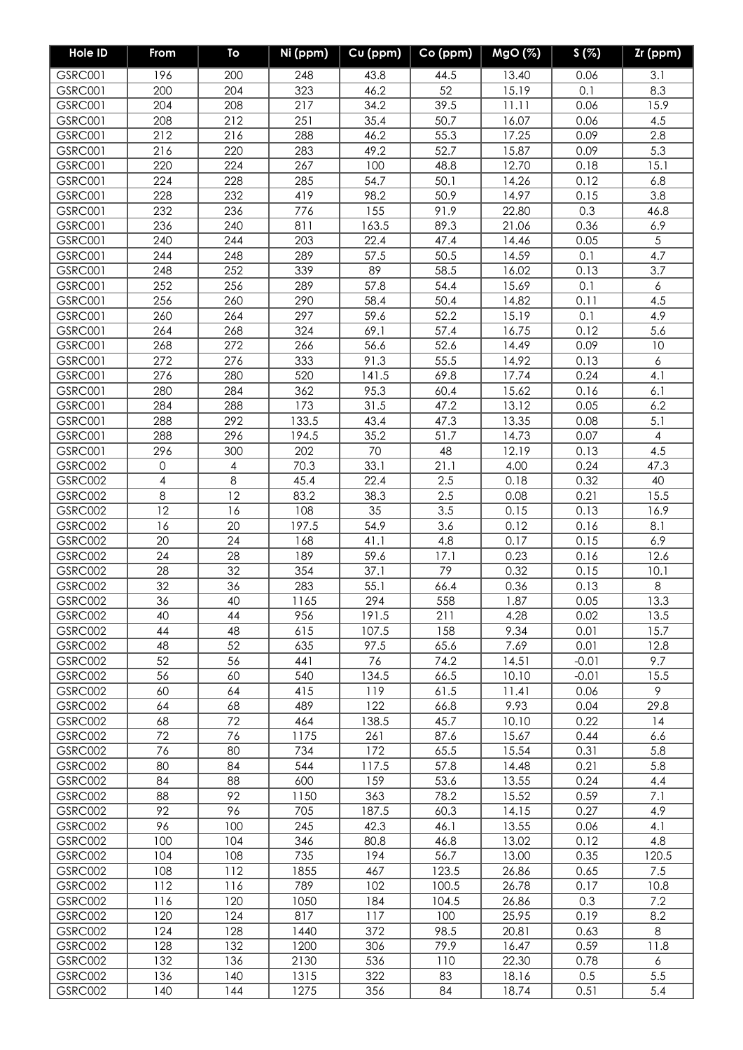| Hole ID | From | To | Ni (ppm) | Cu (ppm) | Co (ppm) | MgO (%) | S (%) | Zr (ppm) |
|---|---|---|---|---|---|---|---|---|
| GSRC001 | 196 | 200 | 248 | 43.8 | 44.5 | 13.40 | 0.06 | 3.1 |
| GSRC001 | 200 | 204 | 323 | 46.2 | 52 | 15.19 | 0.1 | 8.3 |
| GSRC001 | 204 | 208 | 217 | 34.2 | 39.5 | 11.11 | 0.06 | 15.9 |
| GSRC001 | 208 | 212 | 251 | 35.4 | 50.7 | 16.07 | 0.06 | 4.5 |
| GSRC001 | 212 | 216 | 288 | 46.2 | 55.3 | 17.25 | 0.09 | 2.8 |
| GSRC001 | 216 | 220 | 283 | 49.2 | 52.7 | 15.87 | 0.09 | 5.3 |
| GSRC001 | 220 | 224 | 267 | 100 | 48.8 | 12.70 | 0.18 | 15.1 |
| GSRC001 | 224 | 228 | 285 | 54.7 | 50.1 | 14.26 | 0.12 | 6.8 |
| GSRC001 | 228 | 232 | 419 | 98.2 | 50.9 | 14.97 | 0.15 | 3.8 |
| GSRC001 | 232 | 236 | 776 | 155 | 91.9 | 22.80 | 0.3 | 46.8 |
| GSRC001 | 236 | 240 | 811 | 163.5 | 89.3 | 21.06 | 0.36 | 6.9 |
| GSRC001 | 240 | 244 | 203 | 22.4 | 47.4 | 14.46 | 0.05 | 5 |
| GSRC001 | 244 | 248 | 289 | 57.5 | 50.5 | 14.59 | 0.1 | 4.7 |
| GSRC001 | 248 | 252 | 339 | 89 | 58.5 | 16.02 | 0.13 | 3.7 |
| GSRC001 | 252 | 256 | 289 | 57.8 | 54.4 | 15.69 | 0.1 | 6 |
| GSRC001 | 256 | 260 | 290 | 58.4 | 50.4 | 14.82 | 0.11 | 4.5 |
| GSRC001 | 260 | 264 | 297 | 59.6 | 52.2 | 15.19 | 0.1 | 4.9 |
| GSRC001 | 264 | 268 | 324 | 69.1 | 57.4 | 16.75 | 0.12 | 5.6 |
| GSRC001 | 268 | 272 | 266 | 56.6 | 52.6 | 14.49 | 0.09 | 10 |
| GSRC001 | 272 | 276 | 333 | 91.3 | 55.5 | 14.92 | 0.13 | 6 |
| GSRC001 | 276 | 280 | 520 | 141.5 | 69.8 | 17.74 | 0.24 | 4.1 |
| GSRC001 | 280 | 284 | 362 | 95.3 | 60.4 | 15.62 | 0.16 | 6.1 |
| GSRC001 | 284 | 288 | 173 | 31.5 | 47.2 | 13.12 | 0.05 | 6.2 |
| GSRC001 | 288 | 292 | 133.5 | 43.4 | 47.3 | 13.35 | 0.08 | 5.1 |
| GSRC001 | 288 | 296 | 194.5 | 35.2 | 51.7 | 14.73 | 0.07 | 4 |
| GSRC001 | 296 | 300 | 202 | 70 | 48 | 12.19 | 0.13 | 4.5 |
| GSRC002 | 0 | 4 | 70.3 | 33.1 | 21.1 | 4.00 | 0.24 | 47.3 |
| GSRC002 | 4 | 8 | 45.4 | 22.4 | 2.5 | 0.18 | 0.32 | 40 |
| GSRC002 | 8 | 12 | 83.2 | 38.3 | 2.5 | 0.08 | 0.21 | 15.5 |
| GSRC002 | 12 | 16 | 108 | 35 | 3.5 | 0.15 | 0.13 | 16.9 |
| GSRC002 | 16 | 20 | 197.5 | 54.9 | 3.6 | 0.12 | 0.16 | 8.1 |
| GSRC002 | 20 | 24 | 168 | 41.1 | 4.8 | 0.17 | 0.15 | 6.9 |
| GSRC002 | 24 | 28 | 189 | 59.6 | 17.1 | 0.23 | 0.16 | 12.6 |
| GSRC002 | 28 | 32 | 354 | 37.1 | 79 | 0.32 | 0.15 | 10.1 |
| GSRC002 | 32 | 36 | 283 | 55.1 | 66.4 | 0.36 | 0.13 | 8 |
| GSRC002 | 36 | 40 | 1165 | 294 | 558 | 1.87 | 0.05 | 13.3 |
| GSRC002 | 40 | 44 | 956 | 191.5 | 211 | 4.28 | 0.02 | 13.5 |
| GSRC002 | 44 | 48 | 615 | 107.5 | 158 | 9.34 | 0.01 | 15.7 |
| GSRC002 | 48 | 52 | 635 | 97.5 | 65.6 | 7.69 | 0.01 | 12.8 |
| GSRC002 | 52 | 56 | 441 | 76 | 74.2 | 14.51 | -0.01 | 9.7 |
| GSRC002 | 56 | 60 | 540 | 134.5 | 66.5 | 10.10 | -0.01 | 15.5 |
| GSRC002 | 60 | 64 | 415 | 119 | 61.5 | 11.41 | 0.06 | 9 |
| GSRC002 | 64 | 68 | 489 | 122 | 66.8 | 9.93 | 0.04 | 29.8 |
| GSRC002 | 68 | 72 | 464 | 138.5 | 45.7 | 10.10 | 0.22 | 14 |
| GSRC002 | 72 | 76 | 1175 | 261 | 87.6 | 15.67 | 0.44 | 6.6 |
| GSRC002 | 76 | 80 | 734 | 172 | 65.5 | 15.54 | 0.31 | 5.8 |
| GSRC002 | 80 | 84 | 544 | 117.5 | 57.8 | 14.48 | 0.21 | 5.8 |
| GSRC002 | 84 | 88 | 600 | 159 | 53.6 | 13.55 | 0.24 | 4.4 |
| GSRC002 | 88 | 92 | 1150 | 363 | 78.2 | 15.52 | 0.59 | 7.1 |
| GSRC002 | 92 | 96 | 705 | 187.5 | 60.3 | 14.15 | 0.27 | 4.9 |
| GSRC002 | 96 | 100 | 245 | 42.3 | 46.1 | 13.55 | 0.06 | 4.1 |
| GSRC002 | 100 | 104 | 346 | 80.8 | 46.8 | 13.02 | 0.12 | 4.8 |
| GSRC002 | 104 | 108 | 735 | 194 | 56.7 | 13.00 | 0.35 | 120.5 |
| GSRC002 | 108 | 112 | 1855 | 467 | 123.5 | 26.86 | 0.65 | 7.5 |
| GSRC002 | 112 | 116 | 789 | 102 | 100.5 | 26.78 | 0.17 | 10.8 |
| GSRC002 | 116 | 120 | 1050 | 184 | 104.5 | 26.86 | 0.3 | 7.2 |
| GSRC002 | 120 | 124 | 817 | 117 | 100 | 25.95 | 0.19 | 8.2 |
| GSRC002 | 124 | 128 | 1440 | 372 | 98.5 | 20.81 | 0.63 | 8 |
| GSRC002 | 128 | 132 | 1200 | 306 | 79.9 | 16.47 | 0.59 | 11.8 |
| GSRC002 | 132 | 136 | 2130 | 536 | 110 | 22.30 | 0.78 | 6 |
| GSRC002 | 136 | 140 | 1315 | 322 | 83 | 18.16 | 0.5 | 5.5 |
| GSRC002 | 140 | 144 | 1275 | 356 | 84 | 18.74 | 0.51 | 5.4 |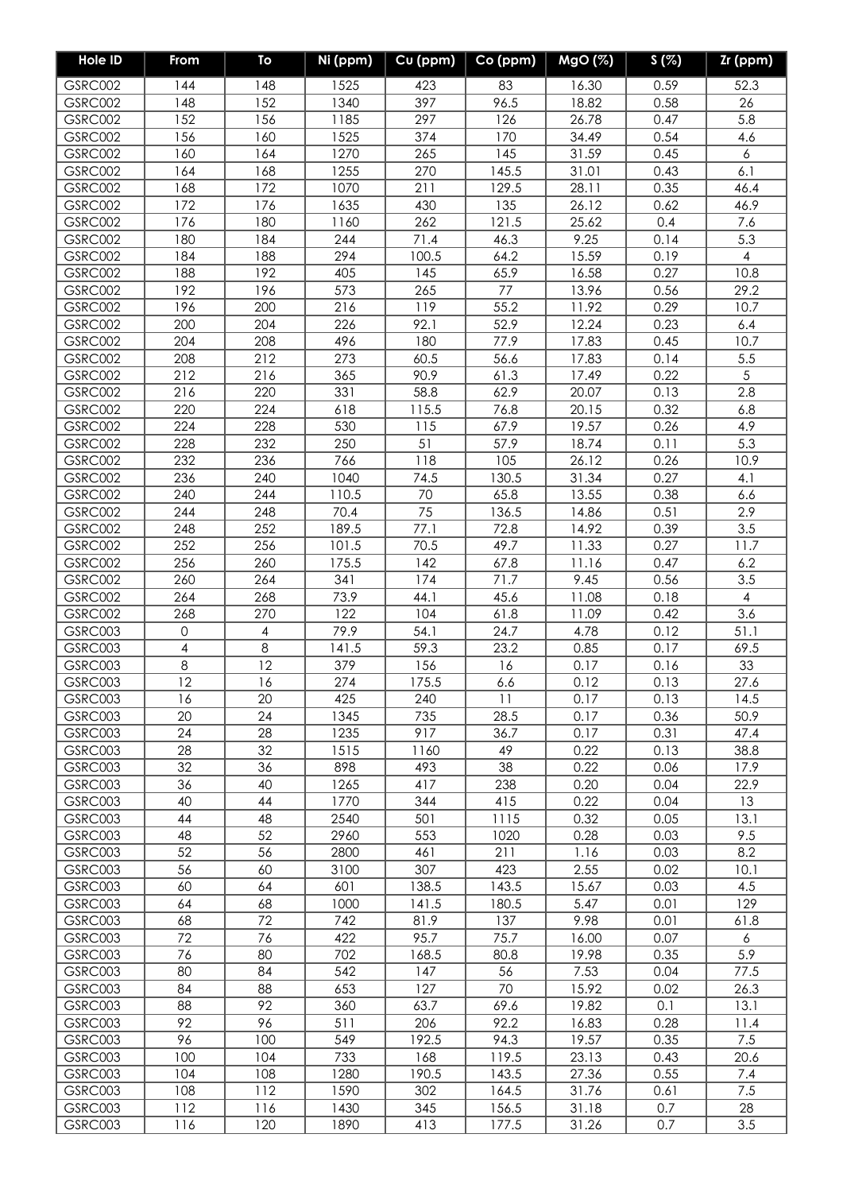| Hole ID | From | To | Ni (ppm) | Cu (ppm) | Co (ppm) | MgO (%) | S (%) | Zr (ppm) |
|---|---|---|---|---|---|---|---|---|
| GSRC002 | 144 | 148 | 1525 | 423 | 83 | 16.30 | 0.59 | 52.3 |
| GSRC002 | 148 | 152 | 1340 | 397 | 96.5 | 18.82 | 0.58 | 26 |
| GSRC002 | 152 | 156 | 1185 | 297 | 126 | 26.78 | 0.47 | 5.8 |
| GSRC002 | 156 | 160 | 1525 | 374 | 170 | 34.49 | 0.54 | 4.6 |
| GSRC002 | 160 | 164 | 1270 | 265 | 145 | 31.59 | 0.45 | 6 |
| GSRC002 | 164 | 168 | 1255 | 270 | 145.5 | 31.01 | 0.43 | 6.1 |
| GSRC002 | 168 | 172 | 1070 | 211 | 129.5 | 28.11 | 0.35 | 46.4 |
| GSRC002 | 172 | 176 | 1635 | 430 | 135 | 26.12 | 0.62 | 46.9 |
| GSRC002 | 176 | 180 | 1160 | 262 | 121.5 | 25.62 | 0.4 | 7.6 |
| GSRC002 | 180 | 184 | 244 | 71.4 | 46.3 | 9.25 | 0.14 | 5.3 |
| GSRC002 | 184 | 188 | 294 | 100.5 | 64.2 | 15.59 | 0.19 | 4 |
| GSRC002 | 188 | 192 | 405 | 145 | 65.9 | 16.58 | 0.27 | 10.8 |
| GSRC002 | 192 | 196 | 573 | 265 | 77 | 13.96 | 0.56 | 29.2 |
| GSRC002 | 196 | 200 | 216 | 119 | 55.2 | 11.92 | 0.29 | 10.7 |
| GSRC002 | 200 | 204 | 226 | 92.1 | 52.9 | 12.24 | 0.23 | 6.4 |
| GSRC002 | 204 | 208 | 496 | 180 | 77.9 | 17.83 | 0.45 | 10.7 |
| GSRC002 | 208 | 212 | 273 | 60.5 | 56.6 | 17.83 | 0.14 | 5.5 |
| GSRC002 | 212 | 216 | 365 | 90.9 | 61.3 | 17.49 | 0.22 | 5 |
| GSRC002 | 216 | 220 | 331 | 58.8 | 62.9 | 20.07 | 0.13 | 2.8 |
| GSRC002 | 220 | 224 | 618 | 115.5 | 76.8 | 20.15 | 0.32 | 6.8 |
| GSRC002 | 224 | 228 | 530 | 115 | 67.9 | 19.57 | 0.26 | 4.9 |
| GSRC002 | 228 | 232 | 250 | 51 | 57.9 | 18.74 | 0.11 | 5.3 |
| GSRC002 | 232 | 236 | 766 | 118 | 105 | 26.12 | 0.26 | 10.9 |
| GSRC002 | 236 | 240 | 1040 | 74.5 | 130.5 | 31.34 | 0.27 | 4.1 |
| GSRC002 | 240 | 244 | 110.5 | 70 | 65.8 | 13.55 | 0.38 | 6.6 |
| GSRC002 | 244 | 248 | 70.4 | 75 | 136.5 | 14.86 | 0.51 | 2.9 |
| GSRC002 | 248 | 252 | 189.5 | 77.1 | 72.8 | 14.92 | 0.39 | 3.5 |
| GSRC002 | 252 | 256 | 101.5 | 70.5 | 49.7 | 11.33 | 0.27 | 11.7 |
| GSRC002 | 256 | 260 | 175.5 | 142 | 67.8 | 11.16 | 0.47 | 6.2 |
| GSRC002 | 260 | 264 | 341 | 174 | 71.7 | 9.45 | 0.56 | 3.5 |
| GSRC002 | 264 | 268 | 73.9 | 44.1 | 45.6 | 11.08 | 0.18 | 4 |
| GSRC002 | 268 | 270 | 122 | 104 | 61.8 | 11.09 | 0.42 | 3.6 |
| GSRC003 | 0 | 4 | 79.9 | 54.1 | 24.7 | 4.78 | 0.12 | 51.1 |
| GSRC003 | 4 | 8 | 141.5 | 59.3 | 23.2 | 0.85 | 0.17 | 69.5 |
| GSRC003 | 8 | 12 | 379 | 156 | 16 | 0.17 | 0.16 | 33 |
| GSRC003 | 12 | 16 | 274 | 175.5 | 6.6 | 0.12 | 0.13 | 27.6 |
| GSRC003 | 16 | 20 | 425 | 240 | 11 | 0.17 | 0.13 | 14.5 |
| GSRC003 | 20 | 24 | 1345 | 735 | 28.5 | 0.17 | 0.36 | 50.9 |
| GSRC003 | 24 | 28 | 1235 | 917 | 36.7 | 0.17 | 0.31 | 47.4 |
| GSRC003 | 28 | 32 | 1515 | 1160 | 49 | 0.22 | 0.13 | 38.8 |
| GSRC003 | 32 | 36 | 898 | 493 | 38 | 0.22 | 0.06 | 17.9 |
| GSRC003 | 36 | 40 | 1265 | 417 | 238 | 0.20 | 0.04 | 22.9 |
| GSRC003 | 40 | 44 | 1770 | 344 | 415 | 0.22 | 0.04 | 13 |
| GSRC003 | 44 | 48 | 2540 | 501 | 1115 | 0.32 | 0.05 | 13.1 |
| GSRC003 | 48 | 52 | 2960 | 553 | 1020 | 0.28 | 0.03 | 9.5 |
| GSRC003 | 52 | 56 | 2800 | 461 | 211 | 1.16 | 0.03 | 8.2 |
| GSRC003 | 56 | 60 | 3100 | 307 | 423 | 2.55 | 0.02 | 10.1 |
| GSRC003 | 60 | 64 | 601 | 138.5 | 143.5 | 15.67 | 0.03 | 4.5 |
| GSRC003 | 64 | 68 | 1000 | 141.5 | 180.5 | 5.47 | 0.01 | 129 |
| GSRC003 | 68 | 72 | 742 | 81.9 | 137 | 9.98 | 0.01 | 61.8 |
| GSRC003 | 72 | 76 | 422 | 95.7 | 75.7 | 16.00 | 0.07 | 6 |
| GSRC003 | 76 | 80 | 702 | 168.5 | 80.8 | 19.98 | 0.35 | 5.9 |
| GSRC003 | 80 | 84 | 542 | 147 | 56 | 7.53 | 0.04 | 77.5 |
| GSRC003 | 84 | 88 | 653 | 127 | 70 | 15.92 | 0.02 | 26.3 |
| GSRC003 | 88 | 92 | 360 | 63.7 | 69.6 | 19.82 | 0.1 | 13.1 |
| GSRC003 | 92 | 96 | 511 | 206 | 92.2 | 16.83 | 0.28 | 11.4 |
| GSRC003 | 96 | 100 | 549 | 192.5 | 94.3 | 19.57 | 0.35 | 7.5 |
| GSRC003 | 100 | 104 | 733 | 168 | 119.5 | 23.13 | 0.43 | 20.6 |
| GSRC003 | 104 | 108 | 1280 | 190.5 | 143.5 | 27.36 | 0.55 | 7.4 |
| GSRC003 | 108 | 112 | 1590 | 302 | 164.5 | 31.76 | 0.61 | 7.5 |
| GSRC003 | 112 | 116 | 1430 | 345 | 156.5 | 31.18 | 0.7 | 28 |
| GSRC003 | 116 | 120 | 1890 | 413 | 177.5 | 31.26 | 0.7 | 3.5 |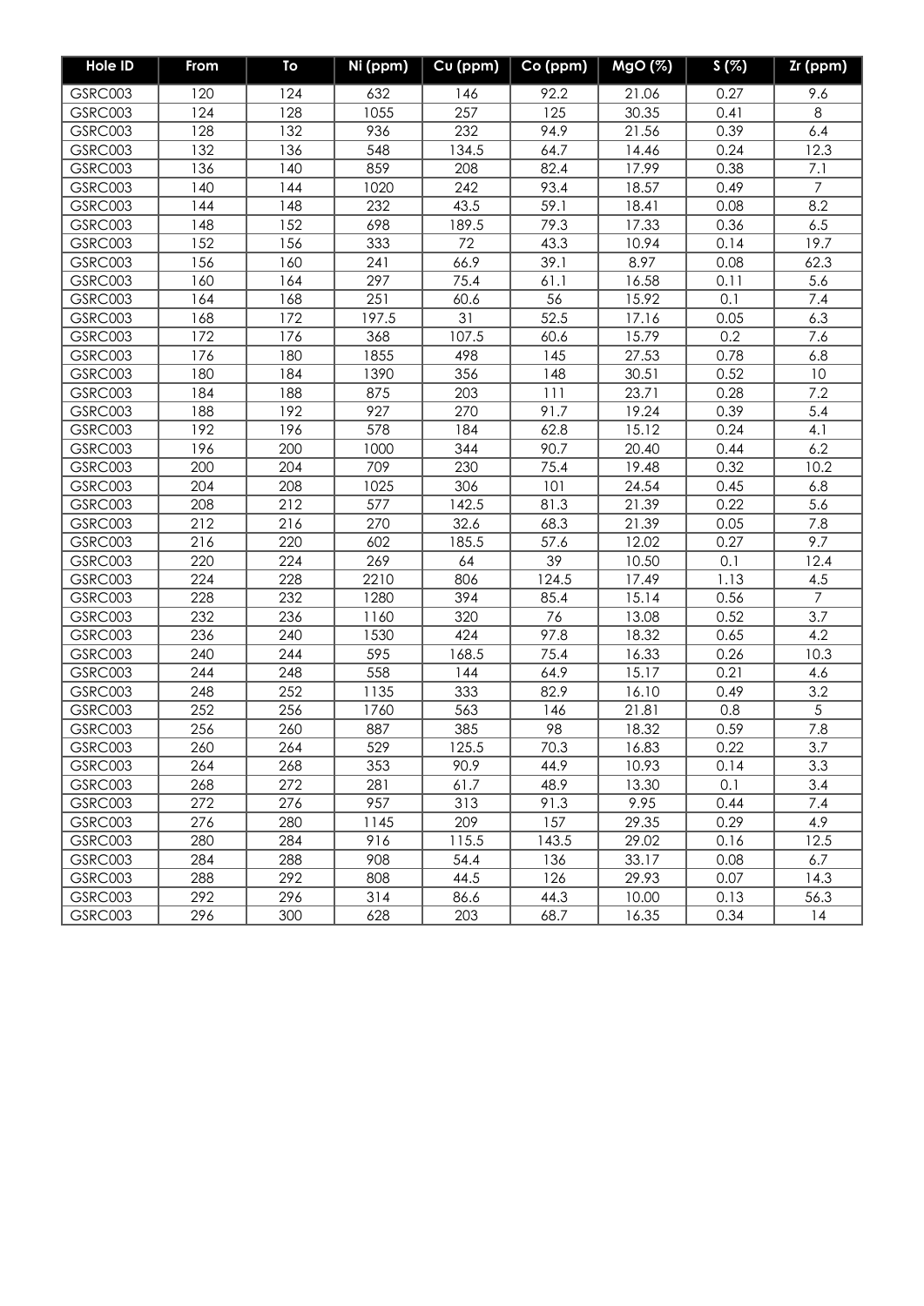| Hole ID | From | To | Ni (ppm) | Cu (ppm) | Co (ppm) | MgO (%) | S (%) | Zr (ppm) |
|---|---|---|---|---|---|---|---|---|
| GSRC003 | 120 | 124 | 632 | 146 | 92.2 | 21.06 | 0.27 | 9.6 |
| GSRC003 | 124 | 128 | 1055 | 257 | 125 | 30.35 | 0.41 | 8 |
| GSRC003 | 128 | 132 | 936 | 232 | 94.9 | 21.56 | 0.39 | 6.4 |
| GSRC003 | 132 | 136 | 548 | 134.5 | 64.7 | 14.46 | 0.24 | 12.3 |
| GSRC003 | 136 | 140 | 859 | 208 | 82.4 | 17.99 | 0.38 | 7.1 |
| GSRC003 | 140 | 144 | 1020 | 242 | 93.4 | 18.57 | 0.49 | 7 |
| GSRC003 | 144 | 148 | 232 | 43.5 | 59.1 | 18.41 | 0.08 | 8.2 |
| GSRC003 | 148 | 152 | 698 | 189.5 | 79.3 | 17.33 | 0.36 | 6.5 |
| GSRC003 | 152 | 156 | 333 | 72 | 43.3 | 10.94 | 0.14 | 19.7 |
| GSRC003 | 156 | 160 | 241 | 66.9 | 39.1 | 8.97 | 0.08 | 62.3 |
| GSRC003 | 160 | 164 | 297 | 75.4 | 61.1 | 16.58 | 0.11 | 5.6 |
| GSRC003 | 164 | 168 | 251 | 60.6 | 56 | 15.92 | 0.1 | 7.4 |
| GSRC003 | 168 | 172 | 197.5 | 31 | 52.5 | 17.16 | 0.05 | 6.3 |
| GSRC003 | 172 | 176 | 368 | 107.5 | 60.6 | 15.79 | 0.2 | 7.6 |
| GSRC003 | 176 | 180 | 1855 | 498 | 145 | 27.53 | 0.78 | 6.8 |
| GSRC003 | 180 | 184 | 1390 | 356 | 148 | 30.51 | 0.52 | 10 |
| GSRC003 | 184 | 188 | 875 | 203 | 111 | 23.71 | 0.28 | 7.2 |
| GSRC003 | 188 | 192 | 927 | 270 | 91.7 | 19.24 | 0.39 | 5.4 |
| GSRC003 | 192 | 196 | 578 | 184 | 62.8 | 15.12 | 0.24 | 4.1 |
| GSRC003 | 196 | 200 | 1000 | 344 | 90.7 | 20.40 | 0.44 | 6.2 |
| GSRC003 | 200 | 204 | 709 | 230 | 75.4 | 19.48 | 0.32 | 10.2 |
| GSRC003 | 204 | 208 | 1025 | 306 | 101 | 24.54 | 0.45 | 6.8 |
| GSRC003 | 208 | 212 | 577 | 142.5 | 81.3 | 21.39 | 0.22 | 5.6 |
| GSRC003 | 212 | 216 | 270 | 32.6 | 68.3 | 21.39 | 0.05 | 7.8 |
| GSRC003 | 216 | 220 | 602 | 185.5 | 57.6 | 12.02 | 0.27 | 9.7 |
| GSRC003 | 220 | 224 | 269 | 64 | 39 | 10.50 | 0.1 | 12.4 |
| GSRC003 | 224 | 228 | 2210 | 806 | 124.5 | 17.49 | 1.13 | 4.5 |
| GSRC003 | 228 | 232 | 1280 | 394 | 85.4 | 15.14 | 0.56 | 7 |
| GSRC003 | 232 | 236 | 1160 | 320 | 76 | 13.08 | 0.52 | 3.7 |
| GSRC003 | 236 | 240 | 1530 | 424 | 97.8 | 18.32 | 0.65 | 4.2 |
| GSRC003 | 240 | 244 | 595 | 168.5 | 75.4 | 16.33 | 0.26 | 10.3 |
| GSRC003 | 244 | 248 | 558 | 144 | 64.9 | 15.17 | 0.21 | 4.6 |
| GSRC003 | 248 | 252 | 1135 | 333 | 82.9 | 16.10 | 0.49 | 3.2 |
| GSRC003 | 252 | 256 | 1760 | 563 | 146 | 21.81 | 0.8 | 5 |
| GSRC003 | 256 | 260 | 887 | 385 | 98 | 18.32 | 0.59 | 7.8 |
| GSRC003 | 260 | 264 | 529 | 125.5 | 70.3 | 16.83 | 0.22 | 3.7 |
| GSRC003 | 264 | 268 | 353 | 90.9 | 44.9 | 10.93 | 0.14 | 3.3 |
| GSRC003 | 268 | 272 | 281 | 61.7 | 48.9 | 13.30 | 0.1 | 3.4 |
| GSRC003 | 272 | 276 | 957 | 313 | 91.3 | 9.95 | 0.44 | 7.4 |
| GSRC003 | 276 | 280 | 1145 | 209 | 157 | 29.35 | 0.29 | 4.9 |
| GSRC003 | 280 | 284 | 916 | 115.5 | 143.5 | 29.02 | 0.16 | 12.5 |
| GSRC003 | 284 | 288 | 908 | 54.4 | 136 | 33.17 | 0.08 | 6.7 |
| GSRC003 | 288 | 292 | 808 | 44.5 | 126 | 29.93 | 0.07 | 14.3 |
| GSRC003 | 292 | 296 | 314 | 86.6 | 44.3 | 10.00 | 0.13 | 56.3 |
| GSRC003 | 296 | 300 | 628 | 203 | 68.7 | 16.35 | 0.34 | 14 |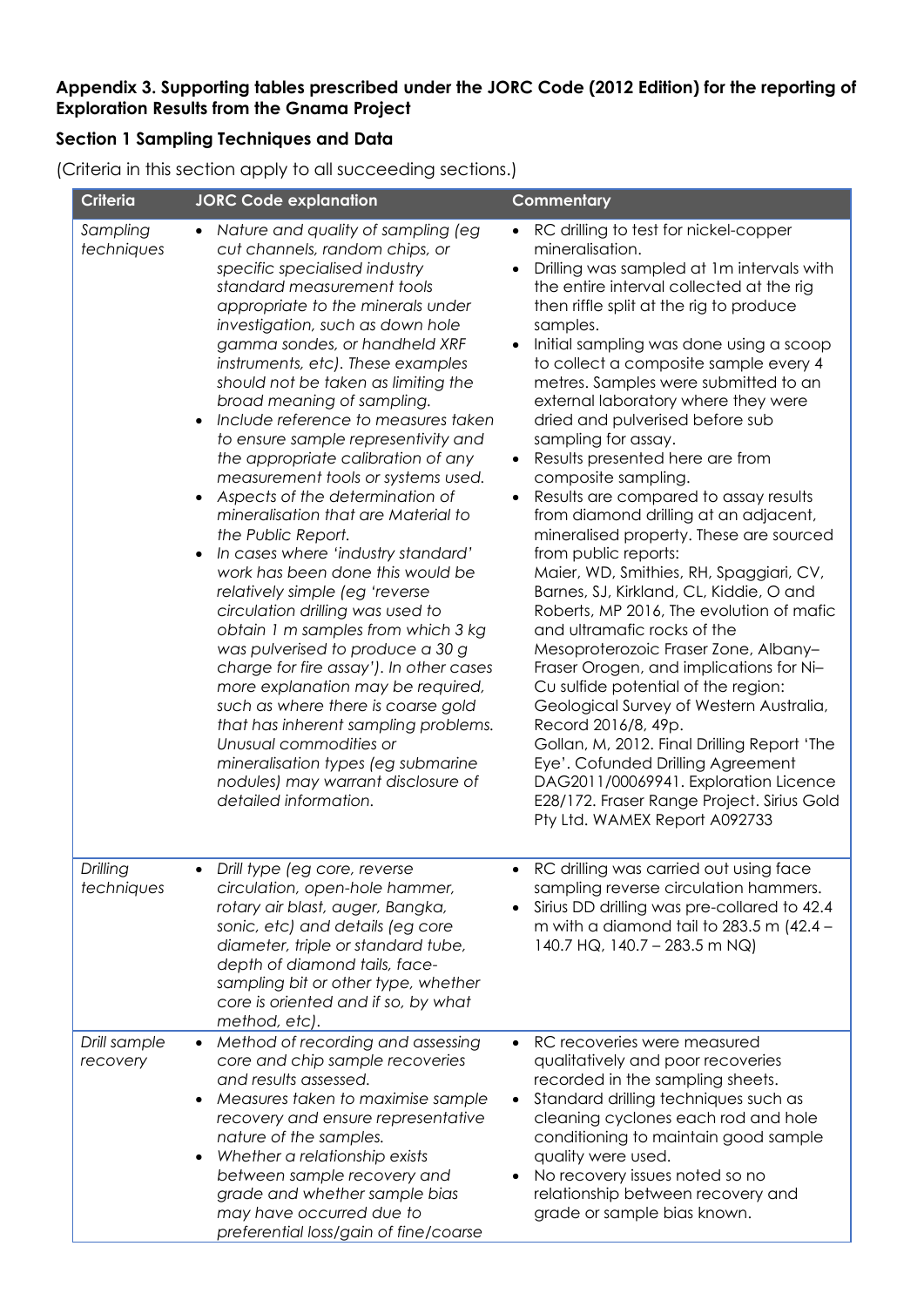**Appendix 3. Supporting tables prescribed under the JORC Code (2012 Edition) for the reporting of Exploration Results from the Gnama Project**

**Section 1 Sampling Techniques and Data**

(Criteria in this section apply to all succeeding sections.)

| Criteria | JORC Code explanation | Commentary |
|---|---|---|
| *Sampling techniques* | • *Nature and quality of sampling (eg cut channels, random chips, or specific specialised industry standard measurement tools appropriate to the minerals under investigation, such as down hole gamma sondes, or handheld XRF instruments, etc). These examples should not be taken as limiting the broad meaning of sampling.*<br>• *Include reference to measures taken to ensure sample representivity and the appropriate calibration of any measurement tools or systems used.*<br>• *Aspects of the determination of mineralisation that are Material to the Public Report.*<br>• *In cases where 'industry standard' work has been done this would be relatively simple (eg 'reverse circulation drilling was used to obtain 1 m samples from which 3 kg was pulverised to produce a 30 g charge for fire assay'). In other cases more explanation may be required, such as where there is coarse gold that has inherent sampling problems. Unusual commodities or mineralisation types (eg submarine nodules) may warrant disclosure of detailed information.* | • RC drilling to test for nickel-copper mineralisation.<br>• Drilling was sampled at 1m intervals with the entire interval collected at the rig then riffle split at the rig to produce samples.<br>• Initial sampling was done using a scoop to collect a composite sample every 4 metres. Samples were submitted to an external laboratory where they were dried and pulverised before sub sampling for assay.<br>• Results presented here are from composite sampling.<br>• Results are compared to assay results from diamond drilling at an adjacent, mineralised property. These are sourced from public reports:<br>Maier, WD, Smithies, RH, Spaggiari, CV, Barnes, SJ, Kirkland, CL, Kiddie, O and Roberts, MP 2016, The evolution of mafic and ultramafic rocks of the Mesoproterozoic Fraser Zone, Albany–Fraser Orogen, and implications for Ni–Cu sulfide potential of the region: Geological Survey of Western Australia, Record 2016/8, 49p.<br>Gollan, M, 2012. Final Drilling Report 'The Eye'. Cofunded Drilling Agreement DAG2011/00069941. Exploration Licence E28/172. Fraser Range Project. Sirius Gold Pty Ltd. WAMEX Report A092733 |
| *Drilling techniques* | • *Drill type (eg core, reverse circulation, open-hole hammer, rotary air blast, auger, Bangka, sonic, etc) and details (eg core diameter, triple or standard tube, depth of diamond tails, face-sampling bit or other type, whether core is oriented and if so, by what method, etc).* | • RC drilling was carried out using face sampling reverse circulation hammers.<br>• Sirius DD drilling was pre-collared to 42.4 m with a diamond tail to 283.5 m (42.4 – 140.7 HQ, 140.7 – 283.5 m NQ) |
| *Drill sample recovery* | • *Method of recording and assessing core and chip sample recoveries and results assessed.*<br>• *Measures taken to maximise sample recovery and ensure representative nature of the samples.*<br>• *Whether a relationship exists between sample recovery and grade and whether sample bias may have occurred due to preferential loss/gain of fine/coarse* | • RC recoveries were measured qualitatively and poor recoveries recorded in the sampling sheets.<br>• Standard drilling techniques such as cleaning cyclones each rod and hole conditioning to maintain good sample quality were used.<br>• No recovery issues noted so no relationship between recovery and grade or sample bias known. |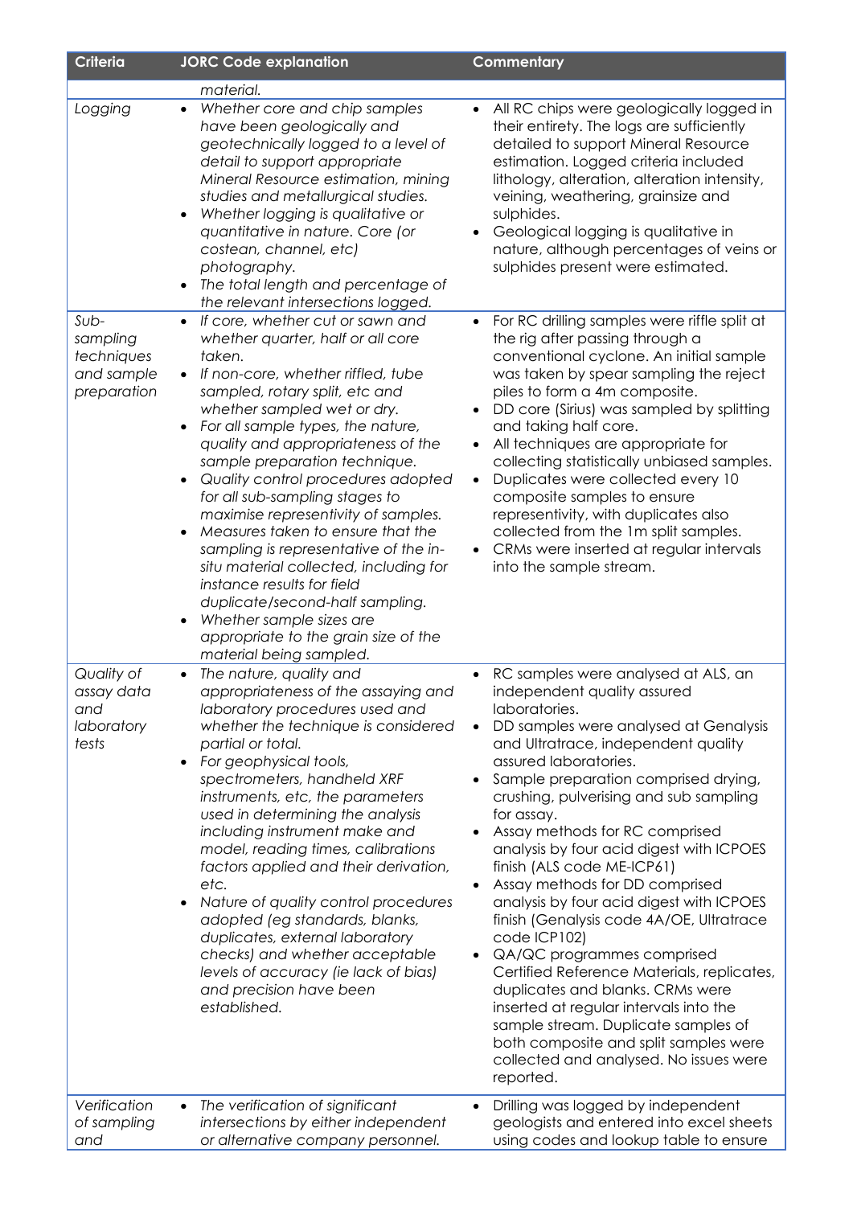| Criteria | JORC Code explanation | Commentary |
| --- | --- | --- |
| | *material.* | |
| *Logging* | • *Whether core and chip samples have been geologically and geotechnically logged to a level of detail to support appropriate Mineral Resource estimation, mining studies and metallurgical studies.*<br>• *Whether logging is qualitative or quantitative in nature. Core (or costean, channel, etc) photography.*<br>• *The total length and percentage of the relevant intersections logged.* | • All RC chips were geologically logged in their entirety. The logs are sufficiently detailed to support Mineral Resource estimation. Logged criteria included lithology, alteration, alteration intensity, veining, weathering, grainsize and sulphides.<br>• Geological logging is qualitative in nature, although percentages of veins or sulphides present were estimated. |
| *Sub-sampling techniques and sample preparation* | • *If core, whether cut or sawn and whether quarter, half or all core taken.*<br>• *If non-core, whether riffled, tube sampled, rotary split, etc and whether sampled wet or dry.*<br>• *For all sample types, the nature, quality and appropriateness of the sample preparation technique.*<br>• *Quality control procedures adopted for all sub-sampling stages to maximise representivity of samples.*<br>• *Measures taken to ensure that the sampling is representative of the in-situ material collected, including for instance results for field duplicate/second-half sampling.*<br>• *Whether sample sizes are appropriate to the grain size of the material being sampled.* | • For RC drilling samples were riffle split at the rig after passing through a conventional cyclone. An initial sample was taken by spear sampling the reject piles to form a 4m composite.<br>• DD core (Sirius) was sampled by splitting and taking half core.<br>• All techniques are appropriate for collecting statistically unbiased samples.<br>• Duplicates were collected every 10 composite samples to ensure representivity, with duplicates also collected from the 1m split samples.<br>• CRMs were inserted at regular intervals into the sample stream. |
| *Quality of assay data and laboratory tests* | • *The nature, quality and appropriateness of the assaying and laboratory procedures used and whether the technique is considered partial or total.*<br>• *For geophysical tools, spectrometers, handheld XRF instruments, etc, the parameters used in determining the analysis including instrument make and model, reading times, calibrations factors applied and their derivation, etc.*<br>• *Nature of quality control procedures adopted (eg standards, blanks, duplicates, external laboratory checks) and whether acceptable levels of accuracy (ie lack of bias) and precision have been established.* | • RC samples were analysed at ALS, an independent quality assured laboratories.<br>• DD samples were analysed at Genalysis and Ultratrace, independent quality assured laboratories.<br>• Sample preparation comprised drying, crushing, pulverising and sub sampling for assay.<br>• Assay methods for RC comprised analysis by four acid digest with ICPOES finish (ALS code ME-ICP61)<br>• Assay methods for DD comprised analysis by four acid digest with ICPOES finish (Genalysis code 4A/OE, Ultratrace code ICP102)<br>• QA/QC programmes comprised Certified Reference Materials, replicates, duplicates and blanks. CRMs were inserted at regular intervals into the sample stream. Duplicate samples of both composite and split samples were collected and analysed. No issues were reported. |
| *Verification of sampling and* | • *The verification of significant intersections by either independent or alternative company personnel.* | • Drilling was logged by independent geologists and entered into excel sheets using codes and lookup table to ensure |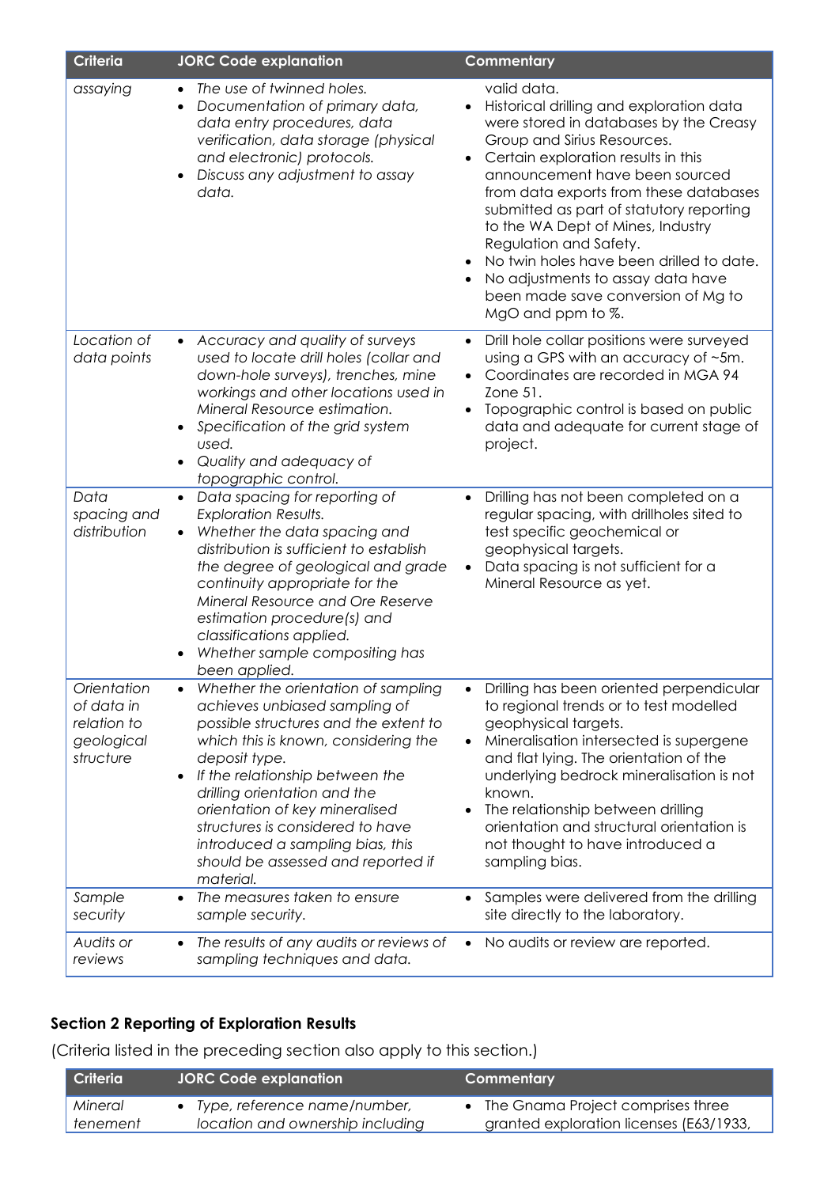| Criteria | JORC Code explanation | Commentary |
|---|---|---|
| *assaying* | • *The use of twinned holes.*<br>• *Documentation of primary data, data entry procedures, data verification, data storage (physical and electronic) protocols.*<br>• *Discuss any adjustment to assay data.* | valid data.<br>• Historical drilling and exploration data were stored in databases by the Creasy Group and Sirius Resources.<br>• Certain exploration results in this announcement have been sourced from data exports from these databases submitted as part of statutory reporting to the WA Dept of Mines, Industry Regulation and Safety.<br>• No twin holes have been drilled to date.<br>• No adjustments to assay data have been made save conversion of Mg to MgO and ppm to %. |
| *Location of data points* | • *Accuracy and quality of surveys used to locate drill holes (collar and down-hole surveys), trenches, mine workings and other locations used in Mineral Resource estimation.*<br>• *Specification of the grid system used.*<br>• *Quality and adequacy of topographic control.* | • Drill hole collar positions were surveyed using a GPS with an accuracy of ~5m.<br>• Coordinates are recorded in MGA 94 Zone 51.<br>• Topographic control is based on public data and adequate for current stage of project. |
| *Data spacing and distribution* | • *Data spacing for reporting of Exploration Results.*<br>• *Whether the data spacing and distribution is sufficient to establish the degree of geological and grade continuity appropriate for the Mineral Resource and Ore Reserve estimation procedure(s) and classifications applied.*<br>• *Whether sample compositing has been applied.* | • Drilling has not been completed on a regular spacing, with drillholes sited to test specific geochemical or geophysical targets.<br>• Data spacing is not sufficient for a Mineral Resource as yet. |
| *Orientation of data in relation to geological structure* | • *Whether the orientation of sampling achieves unbiased sampling of possible structures and the extent to which this is known, considering the deposit type.*<br>• *If the relationship between the drilling orientation and the orientation of key mineralised structures is considered to have introduced a sampling bias, this should be assessed and reported if material.* | • Drilling has been oriented perpendicular to regional trends or to test modelled geophysical targets.<br>• Mineralisation intersected is supergene and flat lying. The orientation of the underlying bedrock mineralisation is not known.<br>• The relationship between drilling orientation and structural orientation is not thought to have introduced a sampling bias. |
| *Sample security* | • *The measures taken to ensure sample security.* | • Samples were delivered from the drilling site directly to the laboratory. |
| *Audits or reviews* | • *The results of any audits or reviews of sampling techniques and data.* | • No audits or review are reported. |

**Section 2 Reporting of Exploration Results**

(Criteria listed in the preceding section also apply to this section.)

| Criteria | JORC Code explanation | Commentary |
|---|---|---|
| *Mineral tenement* | • *Type, reference name/number, location and ownership including* | • The Gnama Project comprises three granted exploration licenses (E63/1933, |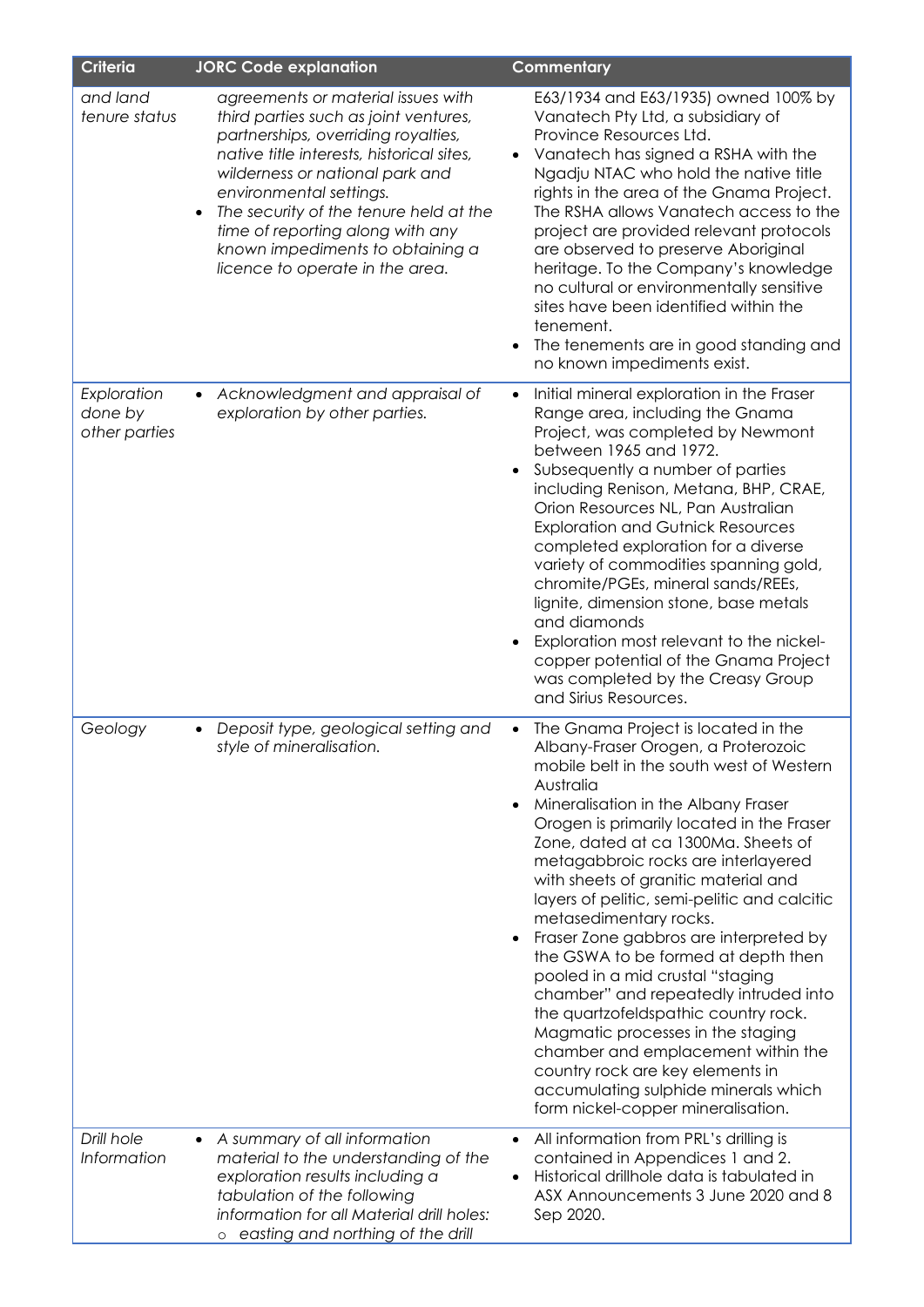| Criteria | JORC Code explanation | Commentary |
|---|---|---|
| *and land tenure status* | *agreements or material issues with third parties such as joint ventures, partnerships, overriding royalties, native title interests, historical sites, wilderness or national park and environmental settings.*<br>• *The security of the tenure held at the time of reporting along with any known impediments to obtaining a licence to operate in the area.* | E63/1934 and E63/1935) owned 100% by Vanatech Pty Ltd, a subsidiary of Province Resources Ltd.<br>• Vanatech has signed a RSHA with the Ngadju NTAC who hold the native title rights in the area of the Gnama Project. The RSHA allows Vanatech access to the project are provided relevant protocols are observed to preserve Aboriginal heritage. To the Company's knowledge no cultural or environmentally sensitive sites have been identified within the tenement.<br>• The tenements are in good standing and no known impediments exist. |
| *Exploration done by other parties* | • *Acknowledgment and appraisal of exploration by other parties.* | • Initial mineral exploration in the Fraser Range area, including the Gnama Project, was completed by Newmont between 1965 and 1972.<br>• Subsequently a number of parties including Renison, Metana, BHP, CRAE, Orion Resources NL, Pan Australian Exploration and Gutnick Resources completed exploration for a diverse variety of commodities spanning gold, chromite/PGEs, mineral sands/REEs, lignite, dimension stone, base metals and diamonds<br>• Exploration most relevant to the nickel-copper potential of the Gnama Project was completed by the Creasy Group and Sirius Resources. |
| *Geology* | • *Deposit type, geological setting and style of mineralisation.* | • The Gnama Project is located in the Albany-Fraser Orogen, a Proterozoic mobile belt in the south west of Western Australia<br>• Mineralisation in the Albany Fraser Orogen is primarily located in the Fraser Zone, dated at ca 1300Ma. Sheets of metagabbroic rocks are interlayered with sheets of granitic material and layers of pelitic, semi-pelitic and calcitic metasedimentary rocks.<br>• Fraser Zone gabbros are interpreted by the GSWA to be formed at depth then pooled in a mid crustal "staging chamber" and repeatedly intruded into the quartzofeldspathic country rock. Magmatic processes in the staging chamber and emplacement within the country rock are key elements in accumulating sulphide minerals which form nickel-copper mineralisation. |
| *Drill hole Information* | • *A summary of all information material to the understanding of the exploration results including a tabulation of the following information for all Material drill holes:*<br>  o *easting and northing of the drill* | • All information from PRL's drilling is contained in Appendices 1 and 2.<br>• Historical drillhole data is tabulated in ASX Announcements 3 June 2020 and 8 Sep 2020. |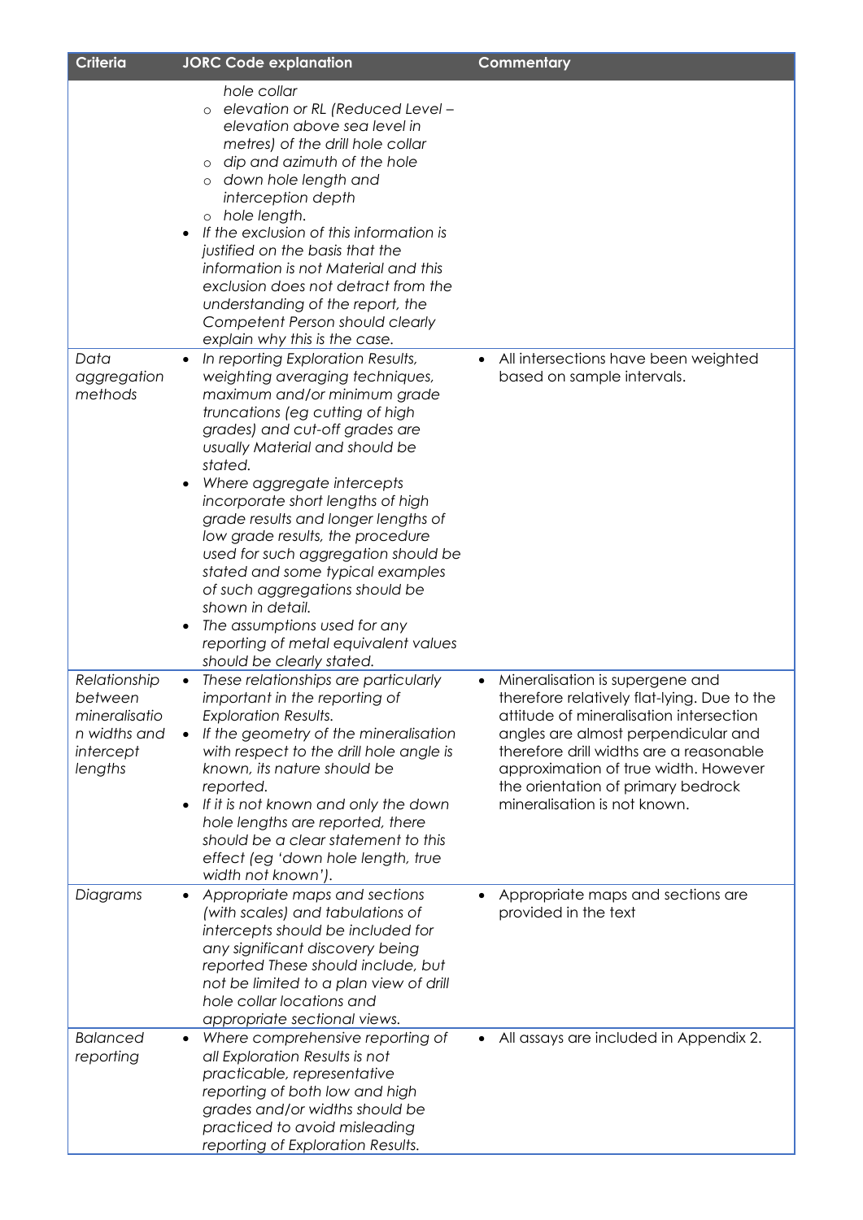| Criteria | JORC Code explanation | Commentary |
|---|---|---|
| | *hole collar*<br>○ *elevation or RL (Reduced Level – elevation above sea level in metres) of the drill hole collar*<br>○ *dip and azimuth of the hole*<br>○ *down hole length and interception depth*<br>○ *hole length.*<br>• *If the exclusion of this information is justified on the basis that the information is not Material and this exclusion does not detract from the understanding of the report, the Competent Person should clearly explain why this is the case.* | |
| *Data aggregation methods* | • *In reporting Exploration Results, weighting averaging techniques, maximum and/or minimum grade truncations (eg cutting of high grades) and cut-off grades are usually Material and should be stated.*<br>• *Where aggregate intercepts incorporate short lengths of high grade results and longer lengths of low grade results, the procedure used for such aggregation should be stated and some typical examples of such aggregations should be shown in detail.*<br>• *The assumptions used for any reporting of metal equivalent values should be clearly stated.* | • All intersections have been weighted based on sample intervals. |
| *Relationship between mineralisation widths and intercept lengths* | • *These relationships are particularly important in the reporting of Exploration Results.*<br>• *If the geometry of the mineralisation with respect to the drill hole angle is known, its nature should be reported.*<br>• *If it is not known and only the down hole lengths are reported, there should be a clear statement to this effect (eg 'down hole length, true width not known').* | • Mineralisation is supergene and therefore relatively flat-lying. Due to the attitude of mineralisation intersection angles are almost perpendicular and therefore drill widths are a reasonable approximation of true width. However the orientation of primary bedrock mineralisation is not known. |
| *Diagrams* | • *Appropriate maps and sections (with scales) and tabulations of intercepts should be included for any significant discovery being reported These should include, but not be limited to a plan view of drill hole collar locations and appropriate sectional views.* | • Appropriate maps and sections are provided in the text |
| *Balanced reporting* | • *Where comprehensive reporting of all Exploration Results is not practicable, representative reporting of both low and high grades and/or widths should be practiced to avoid misleading reporting of Exploration Results.* | • All assays are included in Appendix 2. |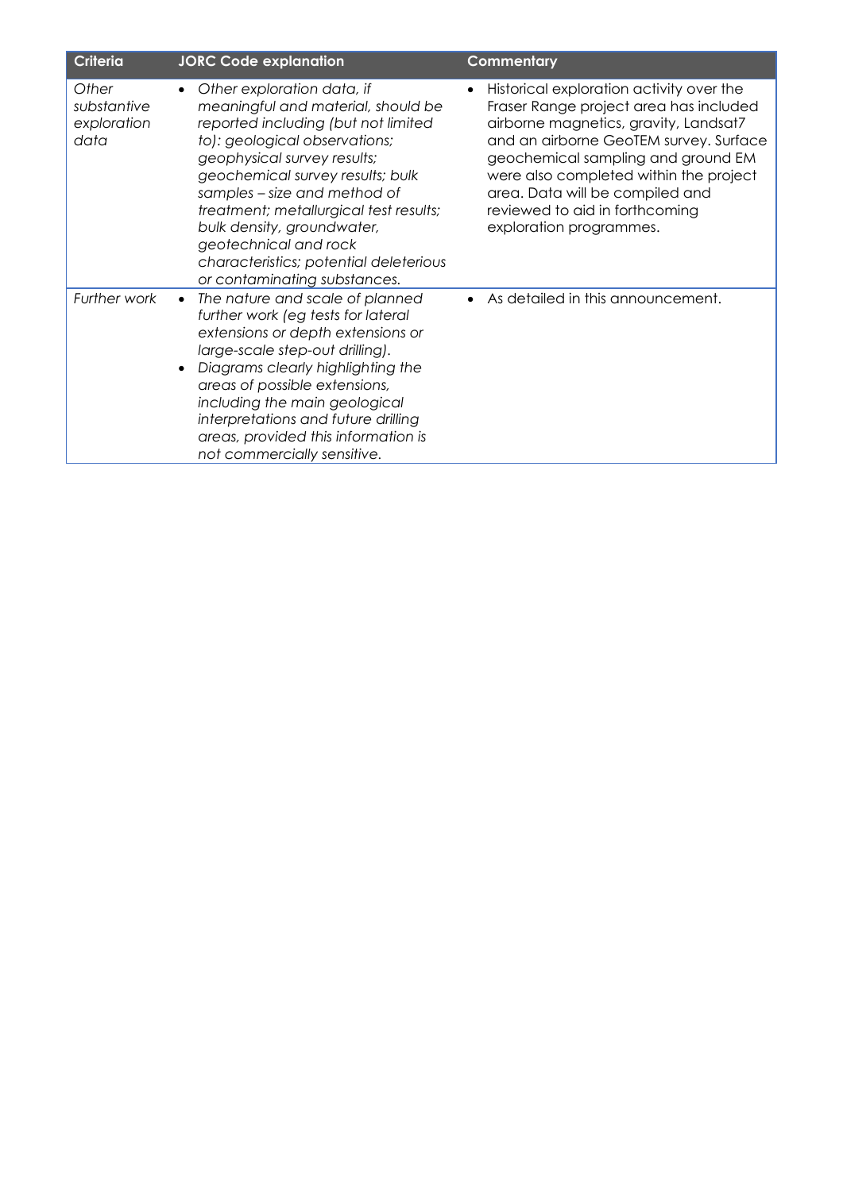| Criteria | JORC Code explanation | Commentary |
|---|---|---|
| *Other substantive exploration data* | • *Other exploration data, if meaningful and material, should be reported including (but not limited to): geological observations; geophysical survey results; geochemical survey results; bulk samples – size and method of treatment; metallurgical test results; bulk density, groundwater, geotechnical and rock characteristics; potential deleterious or contaminating substances.* | • Historical exploration activity over the Fraser Range project area has included airborne magnetics, gravity, Landsat7 and an airborne GeoTEM survey. Surface geochemical sampling and ground EM were also completed within the project area. Data will be compiled and reviewed to aid in forthcoming exploration programmes. |
| *Further work* | • *The nature and scale of planned further work (eg tests for lateral extensions or depth extensions or large-scale step-out drilling).* <br> • *Diagrams clearly highlighting the areas of possible extensions, including the main geological interpretations and future drilling areas, provided this information is not commercially sensitive.* | • As detailed in this announcement. |